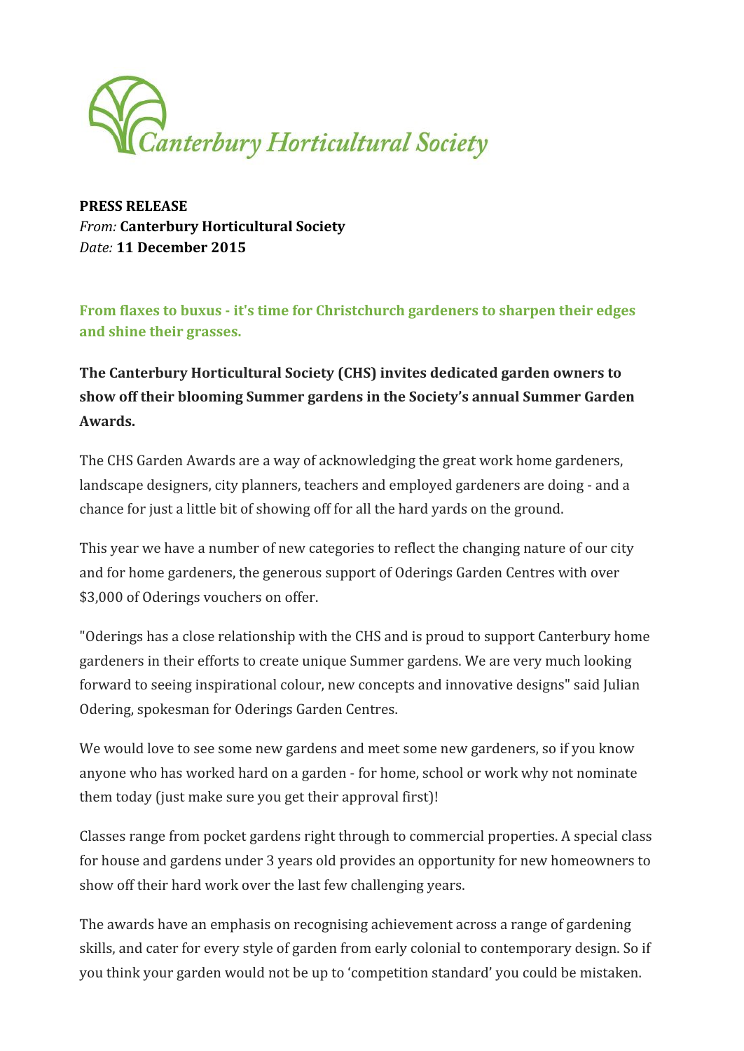Canterbury Horticultural Society

**PRESS RELEASE**
*From:* **Canterbury Horticultural Society**
*Date:* **11 December 2015**

## From flaxes to buxus - it's time for Christchurch gardeners to sharpen their edges and shine their grasses.

**The Canterbury Horticultural Society (CHS) invites dedicated garden owners to show off their blooming Summer gardens in the Society's annual Summer Garden Awards.**

The CHS Garden Awards are a way of acknowledging the great work home gardeners, landscape designers, city planners, teachers and employed gardeners are doing - and a chance for just a little bit of showing off for all the hard yards on the ground.

This year we have a number of new categories to reflect the changing nature of our city and for home gardeners, the generous support of Oderings Garden Centres with over $3,000 of Oderings vouchers on offer.

"Oderings has a close relationship with the CHS and is proud to support Canterbury home gardeners in their efforts to create unique Summer gardens. We are very much looking forward to seeing inspirational colour, new concepts and innovative designs" said Julian Odering, spokesman for Oderings Garden Centres.

We would love to see some new gardens and meet some new gardeners, so if you know anyone who has worked hard on a garden - for home, school or work why not nominate them today (just make sure you get their approval first)!

Classes range from pocket gardens right through to commercial properties. A special class for house and gardens under 3 years old provides an opportunity for new homeowners to show off their hard work over the last few challenging years.

The awards have an emphasis on recognising achievement across a range of gardening skills, and cater for every style of garden from early colonial to contemporary design. So if you think your garden would not be up to 'competition standard' you could be mistaken.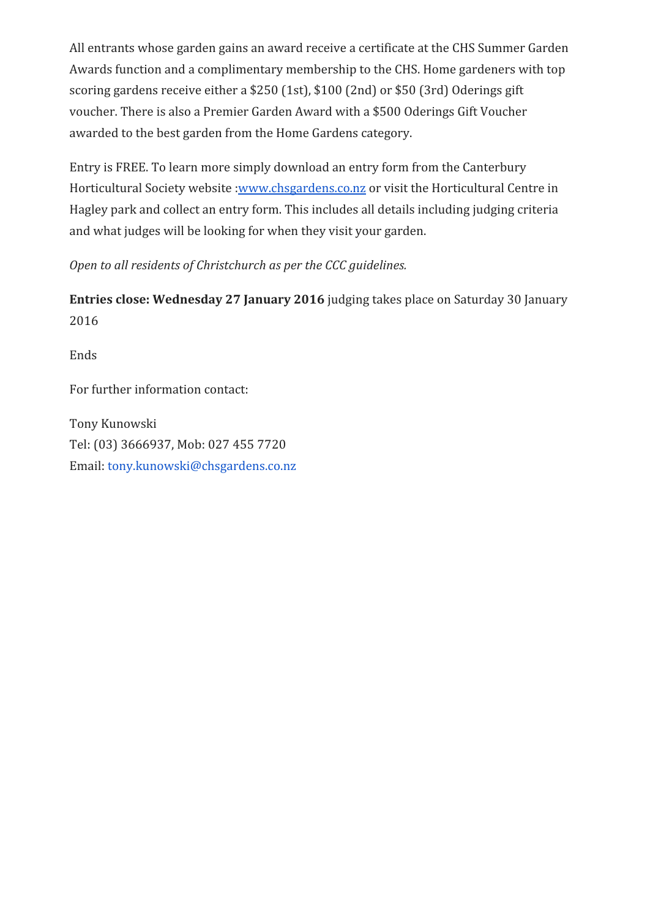All entrants whose garden gains an award receive a certificate at the CHS Summer Garden Awards function and a complimentary membership to the CHS. Home gardeners with top scoring gardens receive either a $250 (1st), $100 (2nd) or $50 (3rd) Oderings gift voucher. There is also a Premier Garden Award with a $500 Oderings Gift Voucher awarded to the best garden from the Home Gardens category.

Entry is FREE. To learn more simply download an entry form from the Canterbury Horticultural Society website :[www.chsgardens.co.nz](http://www.chsgardens.co.nz) or visit the Horticultural Centre in Hagley park and collect an entry form. This includes all details including judging criteria and what judges will be looking for when they visit your garden.

*Open to all residents of Christchurch as per the CCC guidelines.*

**Entries close: Wednesday 27 January 2016** judging takes place on Saturday 30 January 2016

Ends

For further information contact:

Tony Kunowski
Tel: (03) 3666937, Mob: 027 455 7720
Email: tony.kunowski@chsgardens.co.nz